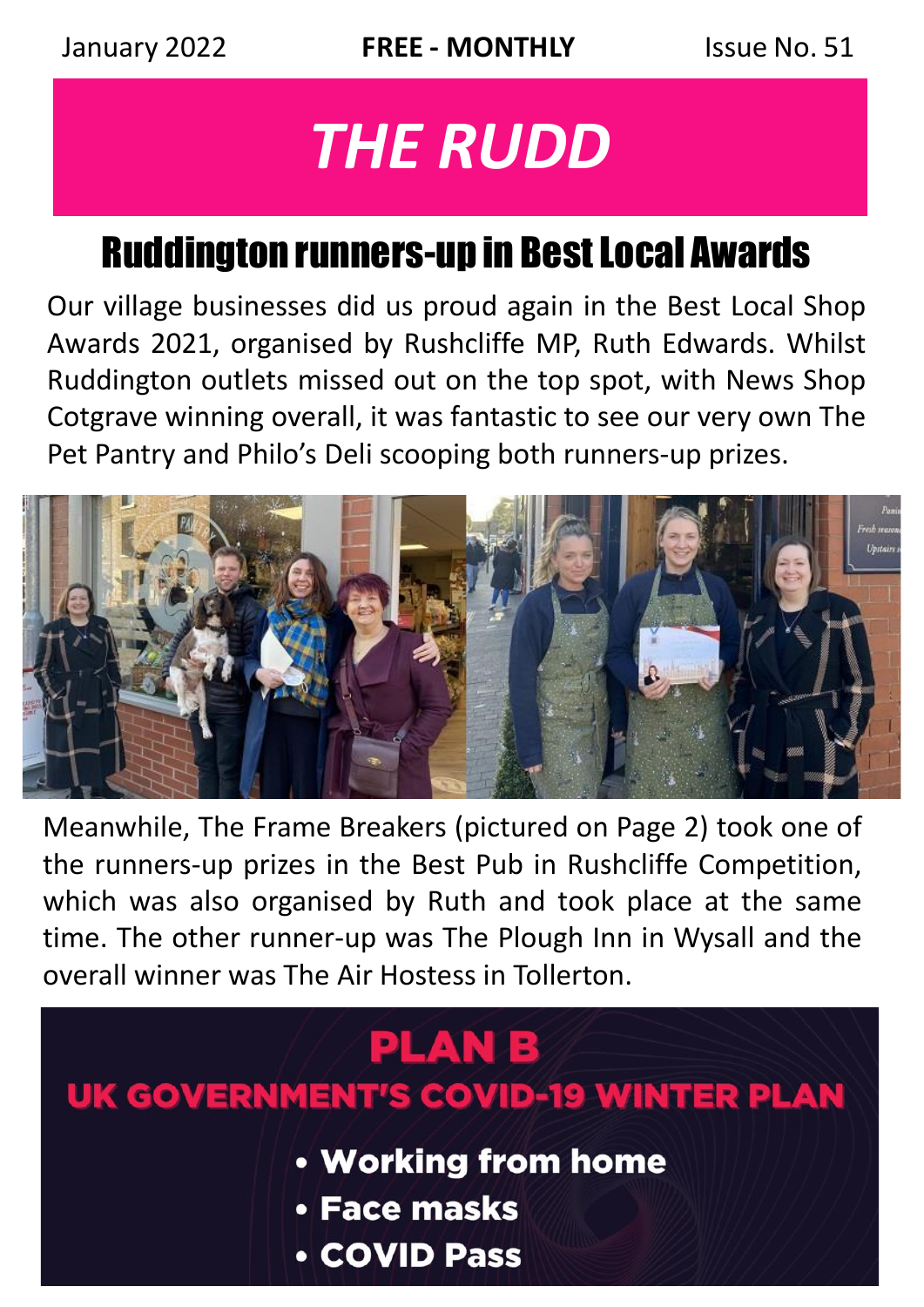January 2022 **FREE - MONTHLY** Issue No. 51

# *THE RUDD*

## Ruddington runners-up in Best Local Awards

Our village businesses did us proud again in the Best Local Shop Awards 2021, organised by Rushcliffe MP, Ruth Edwards. Whilst Ruddington outlets missed out on the top spot, with News Shop Cotgrave winning overall, it was fantastic to see our very own The Pet Pantry and Philo's Deli scooping both runners-up prizes.

Meanwhile, The Frame Breakers (pictured on Page 2) took one of the runners-up prizes in the Best Pub in Rushcliffe Competition, which was also organised by Ruth and took place at the same time. The other runner-up was The Plough Inn in Wysall and the overall winner was The Air Hostess in Tollerton.

**PLAN B**

**UK GOVERNMENT'S COVID-19 WINTER PLAN**

- **Working from home**
- **Face masks**
- **COVID Pass**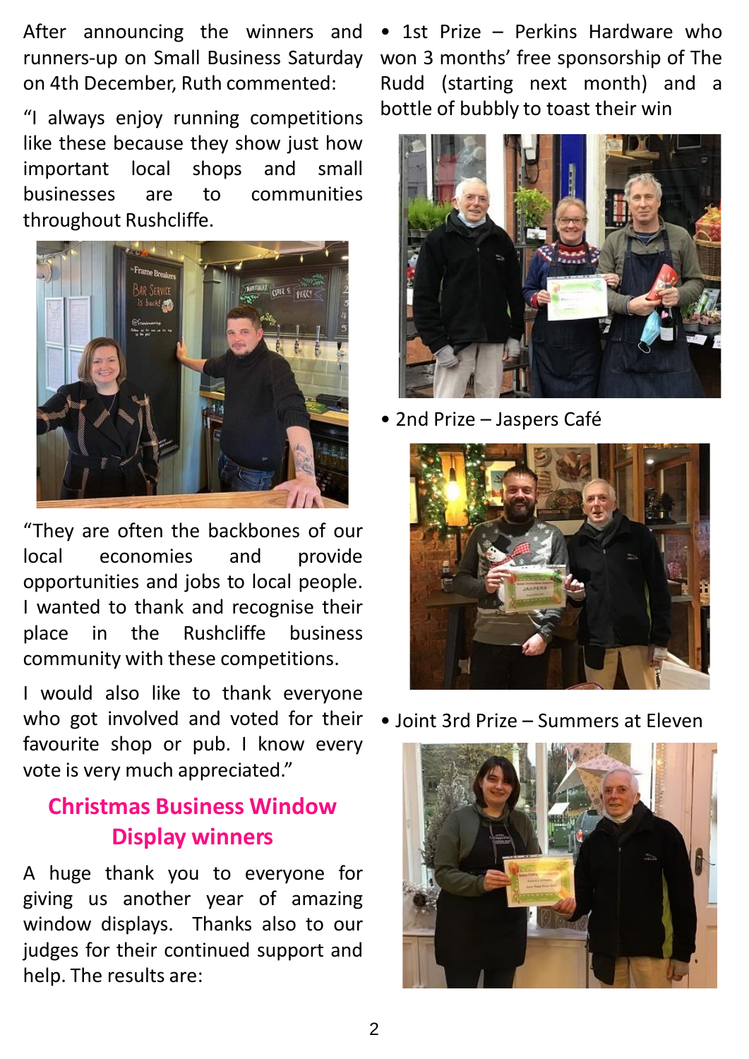After announcing the winners and runners-up on Small Business Saturday on 4th December, Ruth commented:

"I always enjoy running competitions like these because they show just how important local shops and small businesses are to communities throughout Rushcliffe.

"They are often the backbones of our local economies and provide opportunities and jobs to local people. I wanted to thank and recognise their place in the Rushcliffe business community with these competitions.

I would also like to thank everyone who got involved and voted for their favourite shop or pub. I know every vote is very much appreciated."

## Christmas Business Window Display winners

A huge thank you to everyone for giving us another year of amazing window displays. Thanks also to our judges for their continued support and help. The results are:

- 1st Prize – Perkins Hardware who won 3 months' free sponsorship of The Rudd (starting next month) and a bottle of bubbly to toast their win

- 2nd Prize – Jaspers Café

- Joint 3rd Prize – Summers at Eleven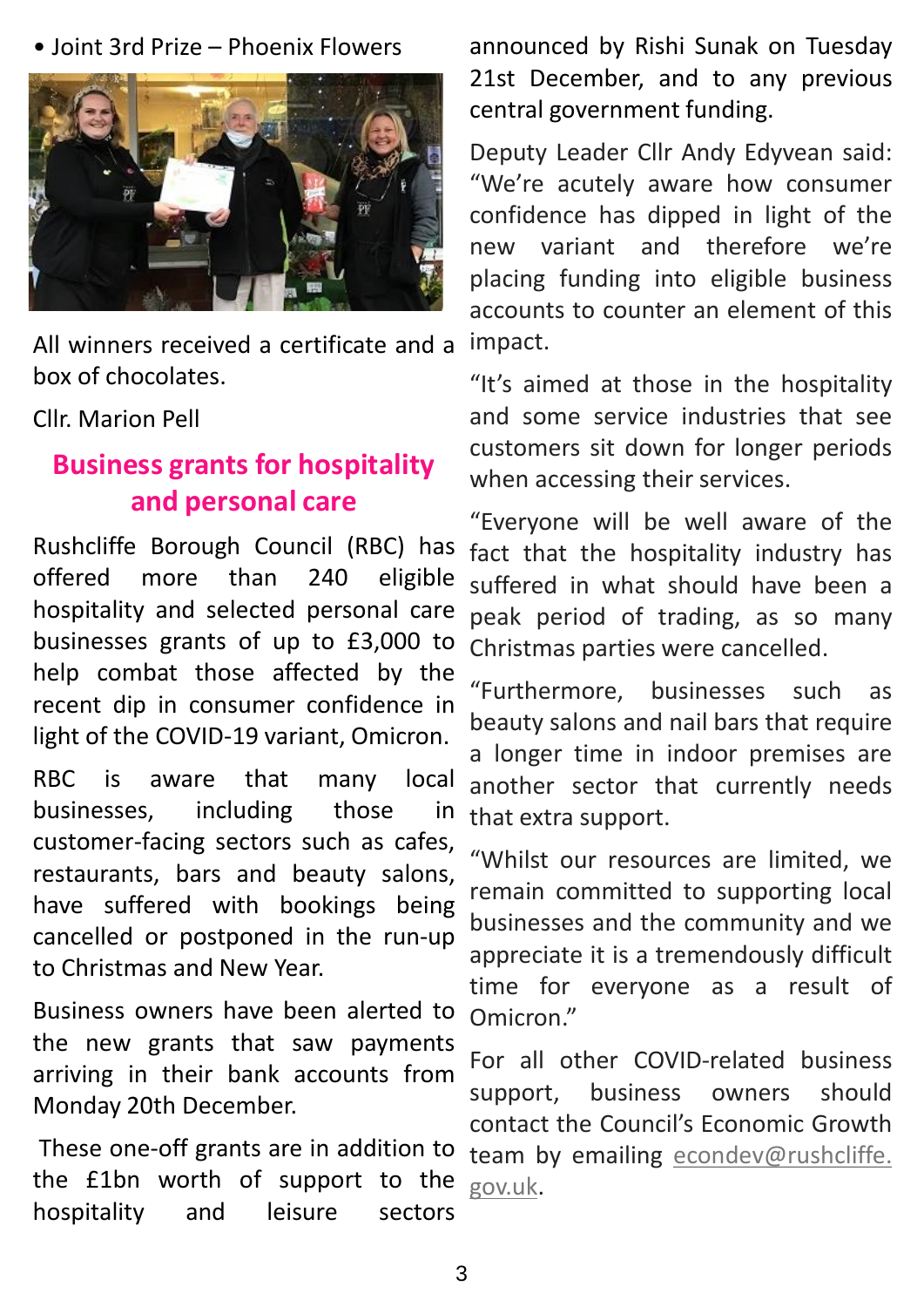• Joint 3rd Prize – Phoenix Flowers

All winners received a certificate and a box of chocolates.

Cllr. Marion Pell

## Business grants for hospitality and personal care

Rushcliffe Borough Council (RBC) has offered more than 240 eligible hospitality and selected personal care businesses grants of up to £3,000 to help combat those affected by the recent dip in consumer confidence in light of the COVID-19 variant, Omicron.

RBC is aware that many local businesses, including those in customer-facing sectors such as cafes, restaurants, bars and beauty salons, have suffered with bookings being cancelled or postponed in the run-up to Christmas and New Year.

Business owners have been alerted to the new grants that saw payments arriving in their bank accounts from Monday 20th December.

These one-off grants are in addition to the £1bn worth of support to the hospitality and leisure sectors announced by Rishi Sunak on Tuesday 21st December, and to any previous central government funding.

Deputy Leader Cllr Andy Edyvean said: "We're acutely aware how consumer confidence has dipped in light of the new variant and therefore we're placing funding into eligible business accounts to counter an element of this impact.

"It's aimed at those in the hospitality and some service industries that see customers sit down for longer periods when accessing their services.

"Everyone will be well aware of the fact that the hospitality industry has suffered in what should have been a peak period of trading, as so many Christmas parties were cancelled.

"Furthermore, businesses such as beauty salons and nail bars that require a longer time in indoor premises are another sector that currently needs that extra support.

"Whilst our resources are limited, we remain committed to supporting local businesses and the community and we appreciate it is a tremendously difficult time for everyone as a result of Omicron."

For all other COVID-related business support, business owners should contact the Council's Economic Growth team by emailing econdev@rushcliffe.gov.uk.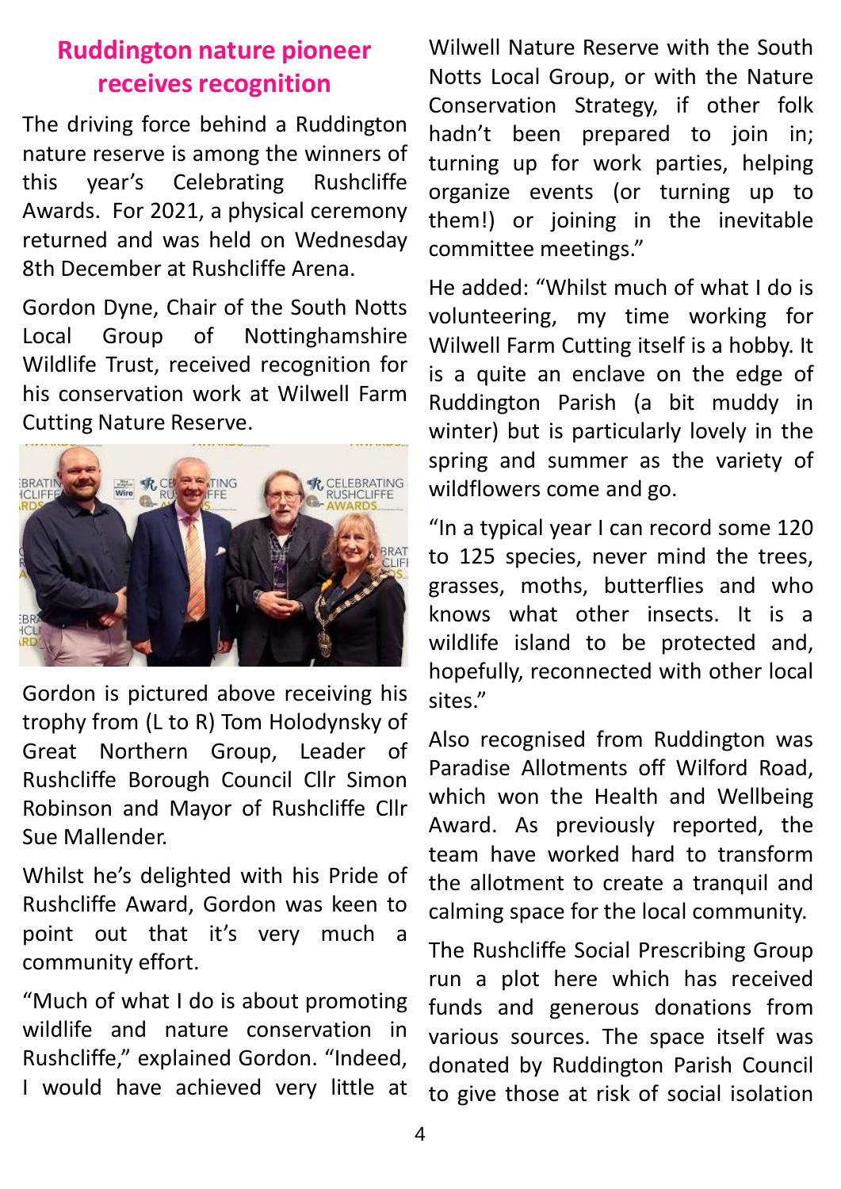## Ruddington nature pioneer receives recognition

The driving force behind a Ruddington nature reserve is among the winners of this year's Celebrating Rushcliffe Awards. For 2021, a physical ceremony returned and was held on Wednesday 8th December at Rushcliffe Arena.

Gordon Dyne, Chair of the South Notts Local Group of Nottinghamshire Wildlife Trust, received recognition for his conservation work at Wilwell Farm Cutting Nature Reserve.

Gordon is pictured above receiving his trophy from (L to R) Tom Holodynsky of Great Northern Group, Leader of Rushcliffe Borough Council Cllr Simon Robinson and Mayor of Rushcliffe Cllr Sue Mallender.

Whilst he's delighted with his Pride of Rushcliffe Award, Gordon was keen to point out that it's very much a community effort.

"Much of what I do is about promoting wildlife and nature conservation in Rushcliffe," explained Gordon. "Indeed, I would have achieved very little at Wilwell Nature Reserve with the South Notts Local Group, or with the Nature Conservation Strategy, if other folk hadn't been prepared to join in; turning up for work parties, helping organize events (or turning up to them!) or joining in the inevitable committee meetings."

He added: "Whilst much of what I do is volunteering, my time working for Wilwell Farm Cutting itself is a hobby. It is a quite an enclave on the edge of Ruddington Parish (a bit muddy in winter) but is particularly lovely in the spring and summer as the variety of wildflowers come and go.

"In a typical year I can record some 120 to 125 species, never mind the trees, grasses, moths, butterflies and who knows what other insects. It is a wildlife island to be protected and, hopefully, reconnected with other local sites."

Also recognised from Ruddington was Paradise Allotments off Wilford Road, which won the Health and Wellbeing Award. As previously reported, the team have worked hard to transform the allotment to create a tranquil and calming space for the local community.

The Rushcliffe Social Prescribing Group run a plot here which has received funds and generous donations from various sources. The space itself was donated by Ruddington Parish Council to give those at risk of social isolation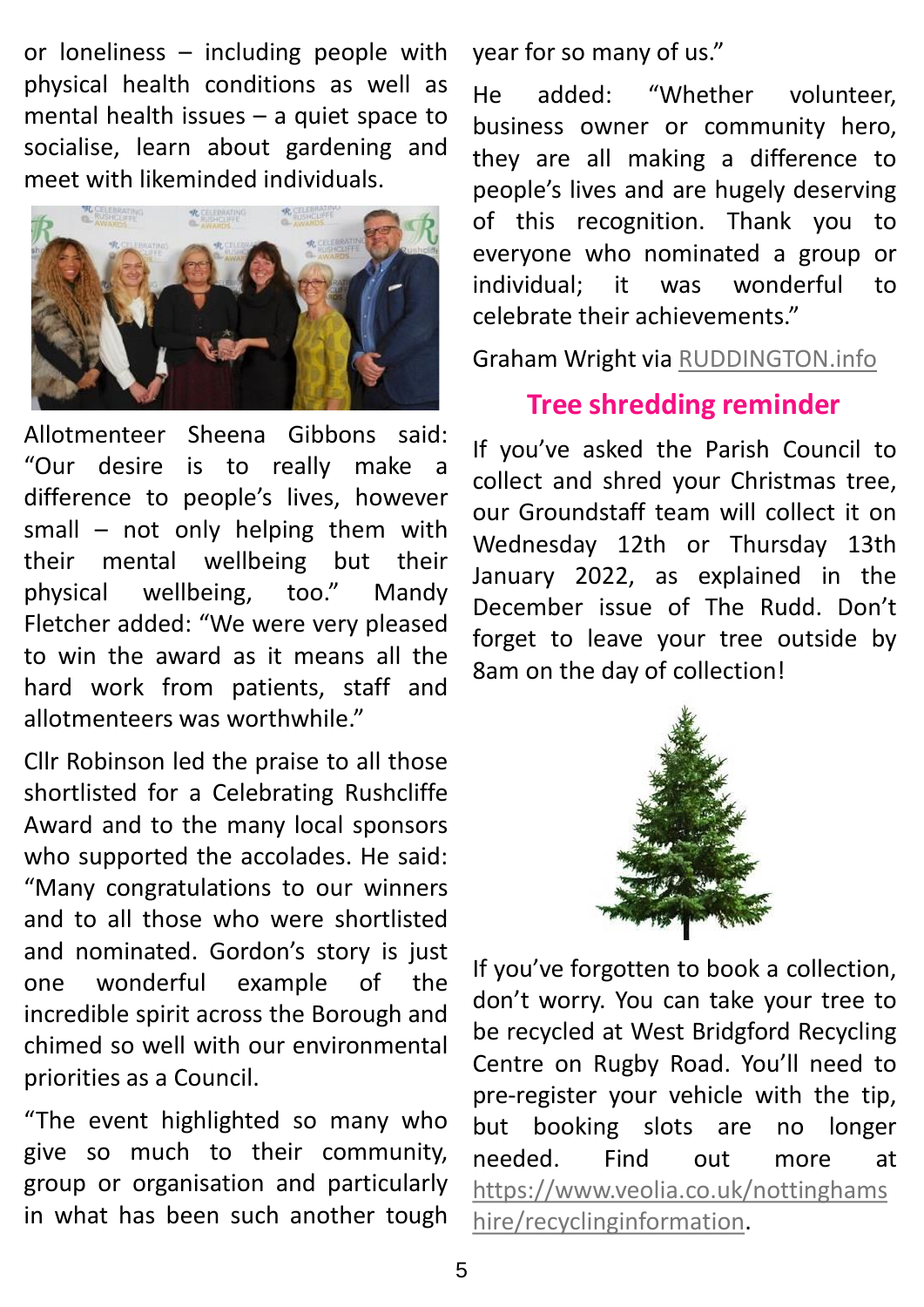or loneliness – including people with physical health conditions as well as mental health issues – a quiet space to socialise, learn about gardening and meet with likeminded individuals.

Allotmenteer Sheena Gibbons said: “Our desire is to really make a difference to people’s lives, however small – not only helping them with their mental wellbeing but their physical wellbeing, too.” Mandy Fletcher added: “We were very pleased to win the award as it means all the hard work from patients, staff and allotmenteers was worthwhile.”

Cllr Robinson led the praise to all those shortlisted for a Celebrating Rushcliffe Award and to the many local sponsors who supported the accolades. He said: “Many congratulations to our winners and to all those who were shortlisted and nominated. Gordon’s story is just one wonderful example of the incredible spirit across the Borough and chimed so well with our environmental priorities as a Council.

“The event highlighted so many who give so much to their community, group or organisation and particularly in what has been such another tough year for so many of us.”

He added: “Whether volunteer, business owner or community hero, they are all making a difference to people’s lives and are hugely deserving of this recognition. Thank you to everyone who nominated a group or individual; it was wonderful to celebrate their achievements.”

Graham Wright via RUDDINGTON.info

## Tree shredding reminder

If you’ve asked the Parish Council to collect and shred your Christmas tree, our Groundstaff team will collect it on Wednesday 12th or Thursday 13th January 2022, as explained in the December issue of The Rudd. Don’t forget to leave your tree outside by 8am on the day of collection!

If you’ve forgotten to book a collection, don’t worry. You can take your tree to be recycled at West Bridgford Recycling Centre on Rugby Road. You’ll need to pre-register your vehicle with the tip, but booking slots are no longer needed. Find out more at https://www.veolia.co.uk/nottinghamshire/recyclinginformation.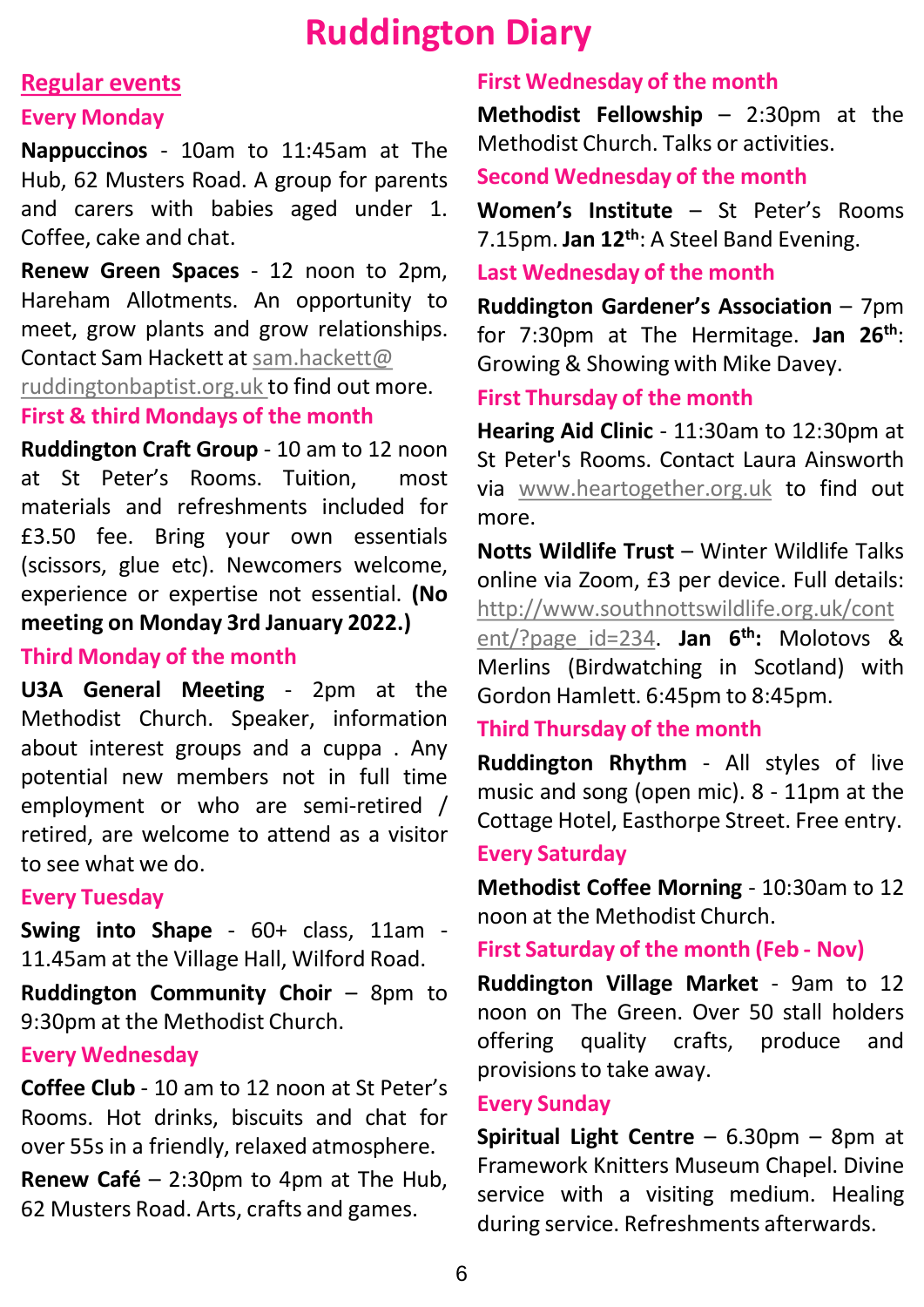# Ruddington Diary

## Regular events

### Every Monday

**Nappuccinos** - 10am to 11:45am at The Hub, 62 Musters Road. A group for parents and carers with babies aged under 1. Coffee, cake and chat.

**Renew Green Spaces** - 12 noon to 2pm, Hareham Allotments. An opportunity to meet, grow plants and grow relationships. Contact Sam Hackett at sam.hackett@ruddingtonbaptist.org.uk to find out more.

### First & third Mondays of the month

**Ruddington Craft Group** - 10 am to 12 noon at St Peter's Rooms. Tuition, most materials and refreshments included for £3.50 fee. Bring your own essentials (scissors, glue etc). Newcomers welcome, experience or expertise not essential. **(No meeting on Monday 3rd January 2022.)**

### Third Monday of the month

**U3A General Meeting** - 2pm at the Methodist Church. Speaker, information about interest groups and a cuppa . Any potential new members not in full time employment or who are semi-retired / retired, are welcome to attend as a visitor to see what we do.

### Every Tuesday

**Swing into Shape** - 60+ class, 11am - 11.45am at the Village Hall, Wilford Road.

**Ruddington Community Choir** – 8pm to 9:30pm at the Methodist Church.

### Every Wednesday

**Coffee Club** - 10 am to 12 noon at St Peter's Rooms. Hot drinks, biscuits and chat for over 55s in a friendly, relaxed atmosphere.

**Renew Café** – 2:30pm to 4pm at The Hub, 62 Musters Road. Arts, crafts and games.

### First Wednesday of the month

**Methodist Fellowship** – 2:30pm at the Methodist Church. Talks or activities.

### Second Wednesday of the month

**Women's Institute** – St Peter's Rooms 7.15pm. **Jan 12th**: A Steel Band Evening.

### Last Wednesday of the month

**Ruddington Gardener's Association** – 7pm for 7:30pm at The Hermitage. **Jan 26th**: Growing & Showing with Mike Davey.

### First Thursday of the month

**Hearing Aid Clinic** - 11:30am to 12:30pm at St Peter's Rooms. Contact Laura Ainsworth via www.heartogether.org.uk to find out more.

**Notts Wildlife Trust** – Winter Wildlife Talks online via Zoom, £3 per device. Full details: http://www.southnottswildlife.org.uk/content/?page_id=234. **Jan 6th:** Molotovs & Merlins (Birdwatching in Scotland) with Gordon Hamlett. 6:45pm to 8:45pm.

### Third Thursday of the month

**Ruddington Rhythm** - All styles of live music and song (open mic). 8 - 11pm at the Cottage Hotel, Easthorpe Street. Free entry.

### Every Saturday

**Methodist Coffee Morning** - 10:30am to 12 noon at the Methodist Church.

### First Saturday of the month (Feb - Nov)

**Ruddington Village Market** - 9am to 12 noon on The Green. Over 50 stall holders offering quality crafts, produce and provisions to take away.

### Every Sunday

**Spiritual Light Centre** – 6.30pm – 8pm at Framework Knitters Museum Chapel. Divine service with a visiting medium. Healing during service. Refreshments afterwards.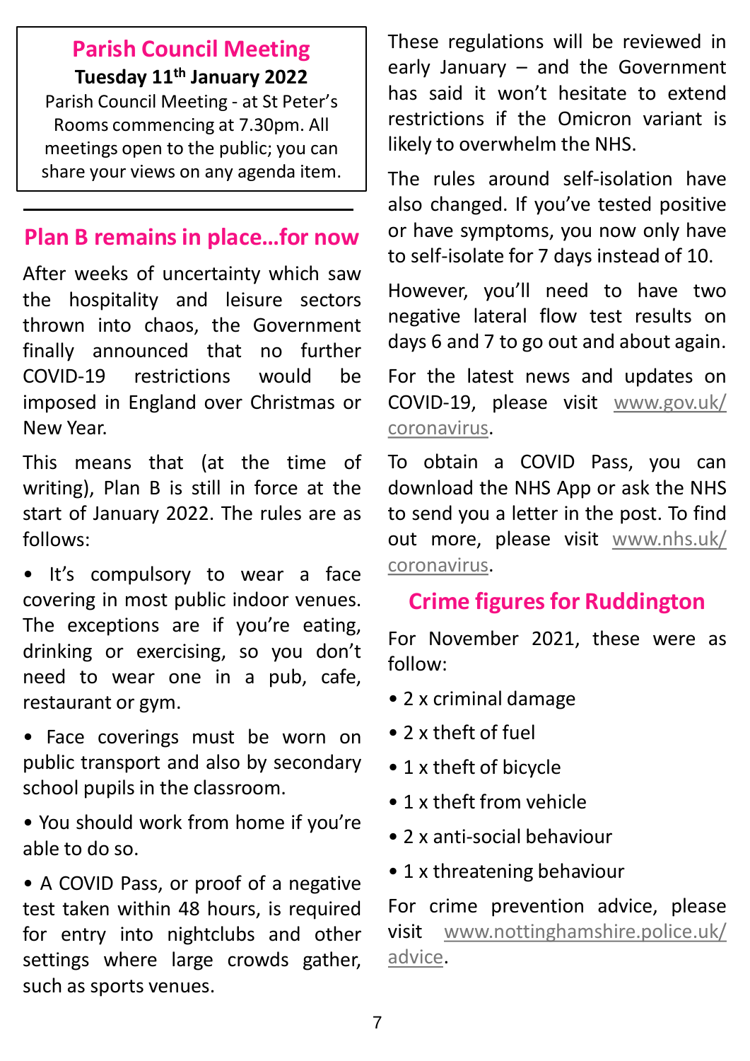## Parish Council Meeting

**Tuesday 11th January 2022**

Parish Council Meeting - at St Peter's Rooms commencing at 7.30pm. All meetings open to the public; you can share your views on any agenda item.

---

## Plan B remains in place…for now

After weeks of uncertainty which saw the hospitality and leisure sectors thrown into chaos, the Government finally announced that no further COVID-19 restrictions would be imposed in England over Christmas or New Year.

This means that (at the time of writing), Plan B is still in force at the start of January 2022. The rules are as follows:

- It's compulsory to wear a face covering in most public indoor venues. The exceptions are if you're eating, drinking or exercising, so you don't need to wear one in a pub, cafe, restaurant or gym.
- Face coverings must be worn on public transport and also by secondary school pupils in the classroom.
- You should work from home if you're able to do so.
- A COVID Pass, or proof of a negative test taken within 48 hours, is required for entry into nightclubs and other settings where large crowds gather, such as sports venues.

These regulations will be reviewed in early January – and the Government has said it won't hesitate to extend restrictions if the Omicron variant is likely to overwhelm the NHS.

The rules around self-isolation have also changed. If you've tested positive or have symptoms, you now only have to self-isolate for 7 days instead of 10.

However, you'll need to have two negative lateral flow test results on days 6 and 7 to go out and about again.

For the latest news and updates on COVID-19, please visit www.gov.uk/coronavirus.

To obtain a COVID Pass, you can download the NHS App or ask the NHS to send you a letter in the post. To find out more, please visit www.nhs.uk/coronavirus.

## Crime figures for Ruddington

For November 2021, these were as follow:

- 2 x criminal damage
- 2 x theft of fuel
- 1 x theft of bicycle
- 1 x theft from vehicle
- 2 x anti-social behaviour
- 1 x threatening behaviour

For crime prevention advice, please visit www.nottinghamshire.police.uk/advice.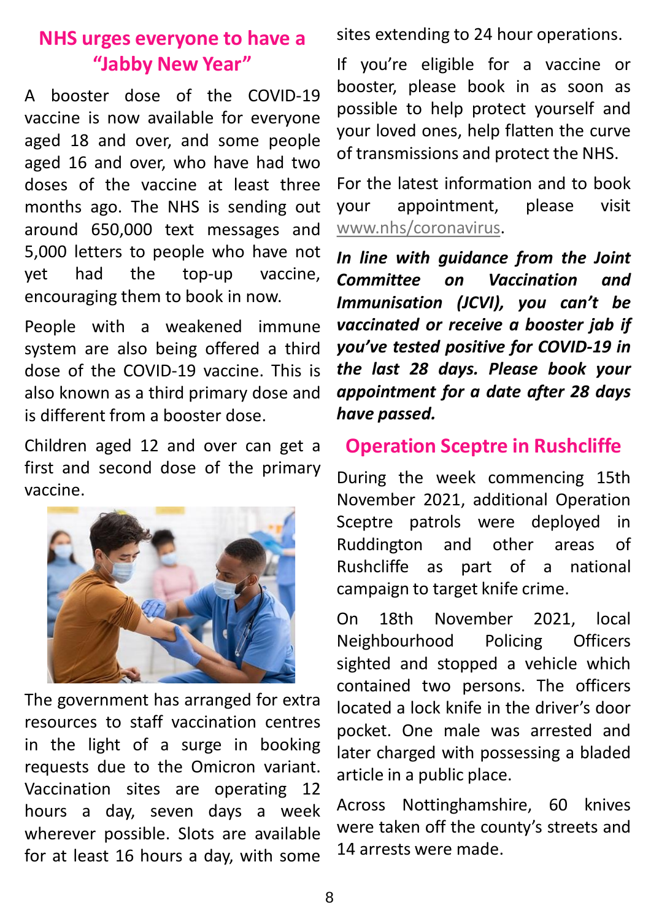## NHS urges everyone to have a "Jabby New Year"

A booster dose of the COVID-19 vaccine is now available for everyone aged 18 and over, and some people aged 16 and over, who have had two doses of the vaccine at least three months ago. The NHS is sending out around 650,000 text messages and 5,000 letters to people who have not yet had the top-up vaccine, encouraging them to book in now.

People with a weakened immune system are also being offered a third dose of the COVID-19 vaccine. This is also known as a third primary dose and is different from a booster dose.

Children aged 12 and over can get a first and second dose of the primary vaccine.

The government has arranged for extra resources to staff vaccination centres in the light of a surge in booking requests due to the Omicron variant. Vaccination sites are operating 12 hours a day, seven days a week wherever possible. Slots are available for at least 16 hours a day, with some sites extending to 24 hour operations.

If you're eligible for a vaccine or booster, please book in as soon as possible to help protect yourself and your loved ones, help flatten the curve of transmissions and protect the NHS.

For the latest information and to book your appointment, please visit www.nhs/coronavirus.

***In line with guidance from the Joint Committee on Vaccination and Immunisation (JCVI), you can't be vaccinated or receive a booster jab if you've tested positive for COVID-19 in the last 28 days. Please book your appointment for a date after 28 days have passed.***

## Operation Sceptre in Rushcliffe

During the week commencing 15th November 2021, additional Operation Sceptre patrols were deployed in Ruddington and other areas of Rushcliffe as part of a national campaign to target knife crime.

On 18th November 2021, local Neighbourhood Policing Officers sighted and stopped a vehicle which contained two persons. The officers located a lock knife in the driver's door pocket. One male was arrested and later charged with possessing a bladed article in a public place.

Across Nottinghamshire, 60 knives were taken off the county's streets and 14 arrests were made.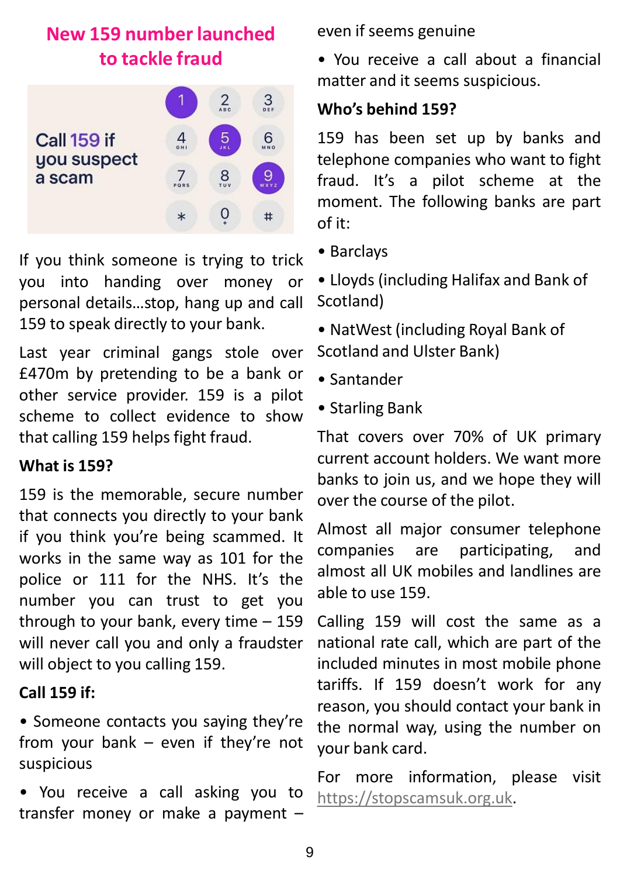## New 159 number launched to tackle fraud

Call 159 if you suspect a scam

If you think someone is trying to trick you into handing over money or personal details...stop, hang up and call 159 to speak directly to your bank.

Last year criminal gangs stole over £470m by pretending to be a bank or other service provider. 159 is a pilot scheme to collect evidence to show that calling 159 helps fight fraud.

**What is 159?**

159 is the memorable, secure number that connects you directly to your bank if you think you're being scammed. It works in the same way as 101 for the police or 111 for the NHS. It's the number you can trust to get you through to your bank, every time – 159 will never call you and only a fraudster will object to you calling 159.

**Call 159 if:**

- Someone contacts you saying they're from your bank – even if they're not suspicious
- You receive a call asking you to transfer money or make a payment – even if seems genuine
- You receive a call about a financial matter and it seems suspicious.

**Who's behind 159?**

159 has been set up by banks and telephone companies who want to fight fraud. It's a pilot scheme at the moment. The following banks are part of it:

- Barclays
- Lloyds (including Halifax and Bank of Scotland)
- NatWest (including Royal Bank of Scotland and Ulster Bank)
- Santander
- Starling Bank

That covers over 70% of UK primary current account holders. We want more banks to join us, and we hope they will over the course of the pilot.

Almost all major consumer telephone companies are participating, and almost all UK mobiles and landlines are able to use 159.

Calling 159 will cost the same as a national rate call, which are part of the included minutes in most mobile phone tariffs. If 159 doesn't work for any reason, you should contact your bank in the normal way, using the number on your bank card.

For more information, please visit https://stopscamsuk.org.uk.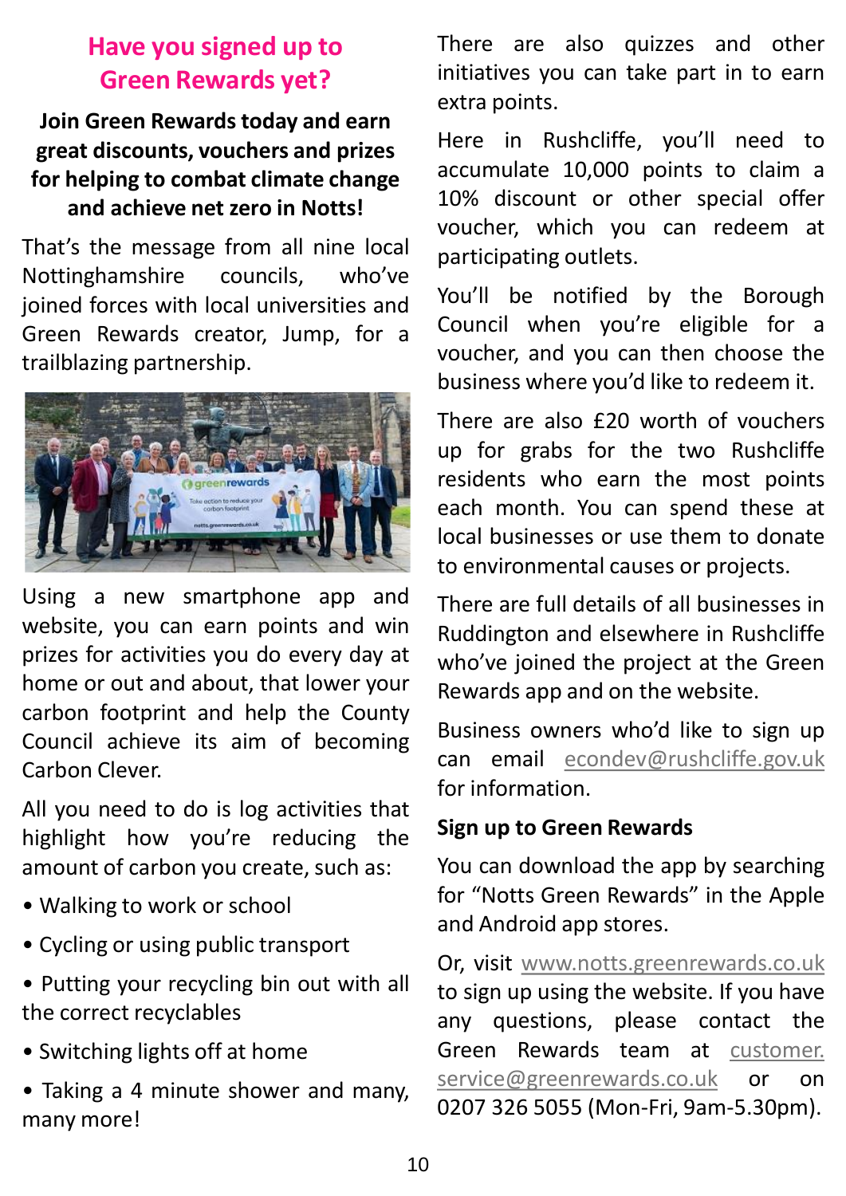## Have you signed up to Green Rewards yet?

**Join Green Rewards today and earn great discounts, vouchers and prizes for helping to combat climate change and achieve net zero in Notts!**

That's the message from all nine local Nottinghamshire councils, who've joined forces with local universities and Green Rewards creator, Jump, for a trailblazing partnership.

Using a new smartphone app and website, you can earn points and win prizes for activities you do every day at home or out and about, that lower your carbon footprint and help the County Council achieve its aim of becoming Carbon Clever.

All you need to do is log activities that highlight how you're reducing the amount of carbon you create, such as:

- Walking to work or school
- Cycling or using public transport
- Putting your recycling bin out with all the correct recyclables
- Switching lights off at home
- Taking a 4 minute shower and many, many more!

There are also quizzes and other initiatives you can take part in to earn extra points.

Here in Rushcliffe, you'll need to accumulate 10,000 points to claim a 10% discount or other special offer voucher, which you can redeem at participating outlets.

You'll be notified by the Borough Council when you're eligible for a voucher, and you can then choose the business where you'd like to redeem it.

There are also £20 worth of vouchers up for grabs for the two Rushcliffe residents who earn the most points each month. You can spend these at local businesses or use them to donate to environmental causes or projects.

There are full details of all businesses in Ruddington and elsewhere in Rushcliffe who've joined the project at the Green Rewards app and on the website.

Business owners who'd like to sign up can email econdev@rushcliffe.gov.uk for information.

### Sign up to Green Rewards

You can download the app by searching for "Notts Green Rewards" in the Apple and Android app stores.

Or, visit www.notts.greenrewards.co.uk to sign up using the website. If you have any questions, please contact the Green Rewards team at customer.service@greenrewards.co.uk or on 0207 326 5055 (Mon-Fri, 9am-5.30pm).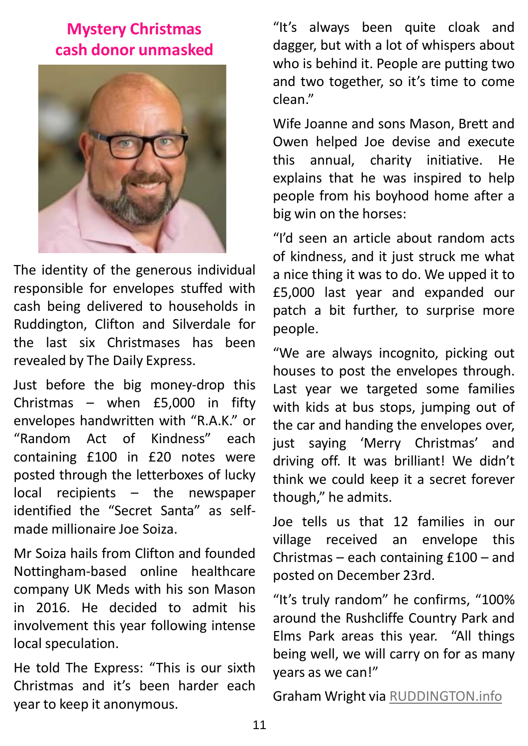## Mystery Christmas cash donor unmasked

The identity of the generous individual responsible for envelopes stuffed with cash being delivered to households in Ruddington, Clifton and Silverdale for the last six Christmases has been revealed by The Daily Express.

Just before the big money-drop this Christmas – when £5,000 in fifty envelopes handwritten with "R.A.K." or "Random Act of Kindness" each containing £100 in £20 notes were posted through the letterboxes of lucky local recipients – the newspaper identified the "Secret Santa" as self-made millionaire Joe Soiza.

Mr Soiza hails from Clifton and founded Nottingham-based online healthcare company UK Meds with his son Mason in 2016. He decided to admit his involvement this year following intense local speculation.

He told The Express: "This is our sixth Christmas and it's been harder each year to keep it anonymous.

"It's always been quite cloak and dagger, but with a lot of whispers about who is behind it. People are putting two and two together, so it's time to come clean."

Wife Joanne and sons Mason, Brett and Owen helped Joe devise and execute this annual, charity initiative. He explains that he was inspired to help people from his boyhood home after a big win on the horses:

"I'd seen an article about random acts of kindness, and it just struck me what a nice thing it was to do. We upped it to £5,000 last year and expanded our patch a bit further, to surprise more people.

"We are always incognito, picking out houses to post the envelopes through. Last year we targeted some families with kids at bus stops, jumping out of the car and handing the envelopes over, just saying 'Merry Christmas' and driving off. It was brilliant! We didn't think we could keep it a secret forever though," he admits.

Joe tells us that 12 families in our village received an envelope this Christmas – each containing £100 – and posted on December 23rd.

"It's truly random" he confirms, "100% around the Rushcliffe Country Park and Elms Park areas this year. "All things being well, we will carry on for as many years as we can!"

Graham Wright via RUDDINGTON.info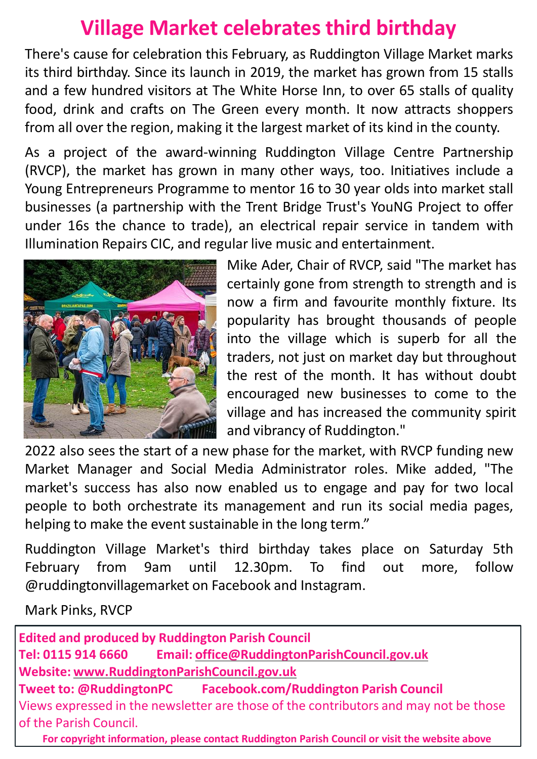# Village Market celebrates third birthday

There's cause for celebration this February, as Ruddington Village Market marks its third birthday. Since its launch in 2019, the market has grown from 15 stalls and a few hundred visitors at The White Horse Inn, to over 65 stalls of quality food, drink and crafts on The Green every month. It now attracts shoppers from all over the region, making it the largest market of its kind in the county.

As a project of the award-winning Ruddington Village Centre Partnership (RVCP), the market has grown in many other ways, too. Initiatives include a Young Entrepreneurs Programme to mentor 16 to 30 year olds into market stall businesses (a partnership with the Trent Bridge Trust's YouNG Project to offer under 16s the chance to trade), an electrical repair service in tandem with Illumination Repairs CIC, and regular live music and entertainment.

Mike Ader, Chair of RVCP, said "The market has certainly gone from strength to strength and is now a firm and favourite monthly fixture. Its popularity has brought thousands of people into the village which is superb for all the traders, not just on market day but throughout the rest of the month. It has without doubt encouraged new businesses to come to the village and has increased the community spirit and vibrancy of Ruddington."

2022 also sees the start of a new phase for the market, with RVCP funding new Market Manager and Social Media Administrator roles. Mike added, "The market's success has also now enabled us to engage and pay for two local people to both orchestrate its management and run its social media pages, helping to make the event sustainable in the long term."

Ruddington Village Market's third birthday takes place on Saturday 5th February from 9am until 12.30pm. To find out more, follow @ruddingtonvillagemarket on Facebook and Instagram.

Mark Pinks, RVCP

**Edited and produced by Ruddington Parish Council**
**Tel: 0115 914 6660 Email: office@RuddingtonParishCouncil.gov.uk**
**Website: www.RuddingtonParishCouncil.gov.uk**
**Tweet to: @RuddingtonPC Facebook.com/Ruddington Parish Council**
Views expressed in the newsletter are those of the contributors and may not be those of the Parish Council.
**For copyright information, please contact Ruddington Parish Council or visit the website above**